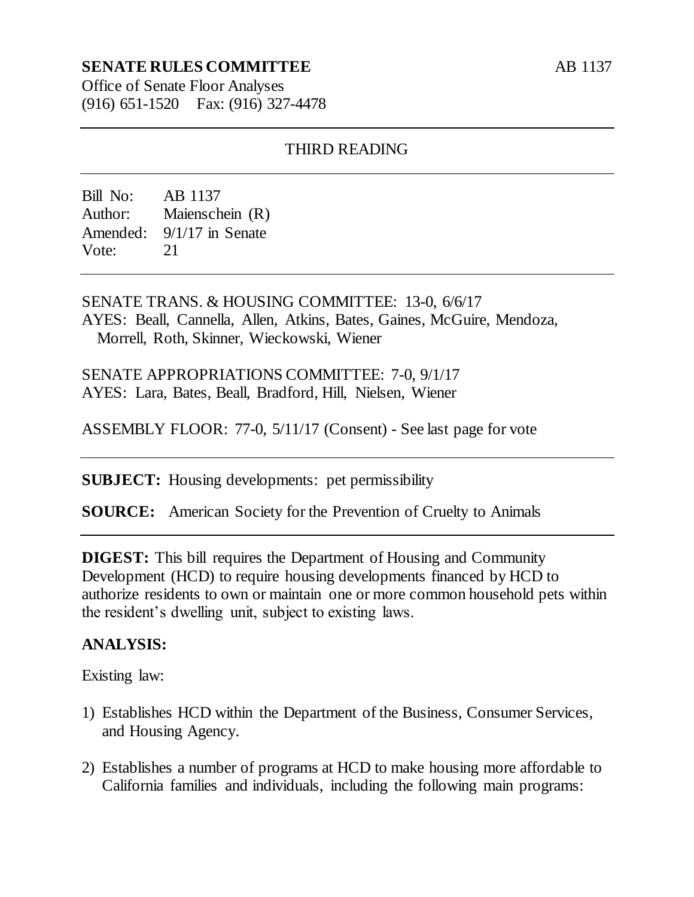**SENATE RULES COMMITTEE** AB 1137

Office of Senate Floor Analyses
(916) 651-1520 Fax: (916) 327-4478

---

THIRD READING

---

Bill No: AB 1137
Author: Maienschein (R)
Amended: 9/1/17 in Senate
Vote: 21

---

SENATE TRANS. & HOUSING COMMITTEE: 13-0, 6/6/17
AYES: Beall, Cannella, Allen, Atkins, Bates, Gaines, McGuire, Mendoza, Morrell, Roth, Skinner, Wieckowski, Wiener

SENATE APPROPRIATIONS COMMITTEE: 7-0, 9/1/17
AYES: Lara, Bates, Beall, Bradford, Hill, Nielsen, Wiener

ASSEMBLY FLOOR: 77-0, 5/11/17 (Consent) - See last page for vote

---

**SUBJECT:** Housing developments: pet permissibility

**SOURCE:** American Society for the Prevention of Cruelty to Animals

---

**DIGEST:** This bill requires the Department of Housing and Community Development (HCD) to require housing developments financed by HCD to authorize residents to own or maintain one or more common household pets within the resident's dwelling unit, subject to existing laws.

**ANALYSIS:**

Existing law:

1) Establishes HCD within the Department of the Business, Consumer Services, and Housing Agency.

2) Establishes a number of programs at HCD to make housing more affordable to California families and individuals, including the following main programs: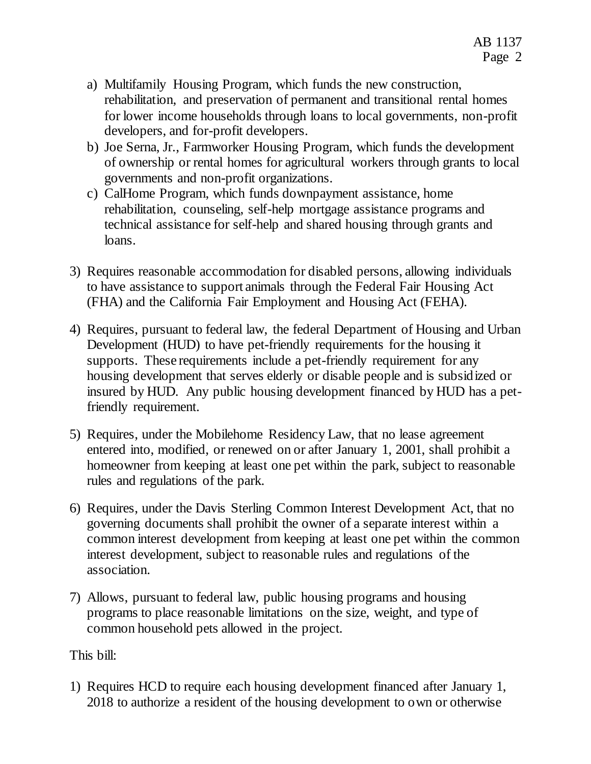a) Multifamily Housing Program, which funds the new construction, rehabilitation, and preservation of permanent and transitional rental homes for lower income households through loans to local governments, non-profit developers, and for-profit developers.
b) Joe Serna, Jr., Farmworker Housing Program, which funds the development of ownership or rental homes for agricultural workers through grants to local governments and non-profit organizations.
c) CalHome Program, which funds downpayment assistance, home rehabilitation, counseling, self-help mortgage assistance programs and technical assistance for self-help and shared housing through grants and loans.

3) Requires reasonable accommodation for disabled persons, allowing individuals to have assistance to support animals through the Federal Fair Housing Act (FHA) and the California Fair Employment and Housing Act (FEHA).

4) Requires, pursuant to federal law, the federal Department of Housing and Urban Development (HUD) to have pet-friendly requirements for the housing it supports. These requirements include a pet-friendly requirement for any housing development that serves elderly or disable people and is subsidized or insured by HUD. Any public housing development financed by HUD has a pet-friendly requirement.

5) Requires, under the Mobilehome Residency Law, that no lease agreement entered into, modified, or renewed on or after January 1, 2001, shall prohibit a homeowner from keeping at least one pet within the park, subject to reasonable rules and regulations of the park.

6) Requires, under the Davis Sterling Common Interest Development Act, that no governing documents shall prohibit the owner of a separate interest within a common interest development from keeping at least one pet within the common interest development, subject to reasonable rules and regulations of the association.

7) Allows, pursuant to federal law, public housing programs and housing programs to place reasonable limitations on the size, weight, and type of common household pets allowed in the project.

This bill:

1) Requires HCD to require each housing development financed after January 1, 2018 to authorize a resident of the housing development to own or otherwise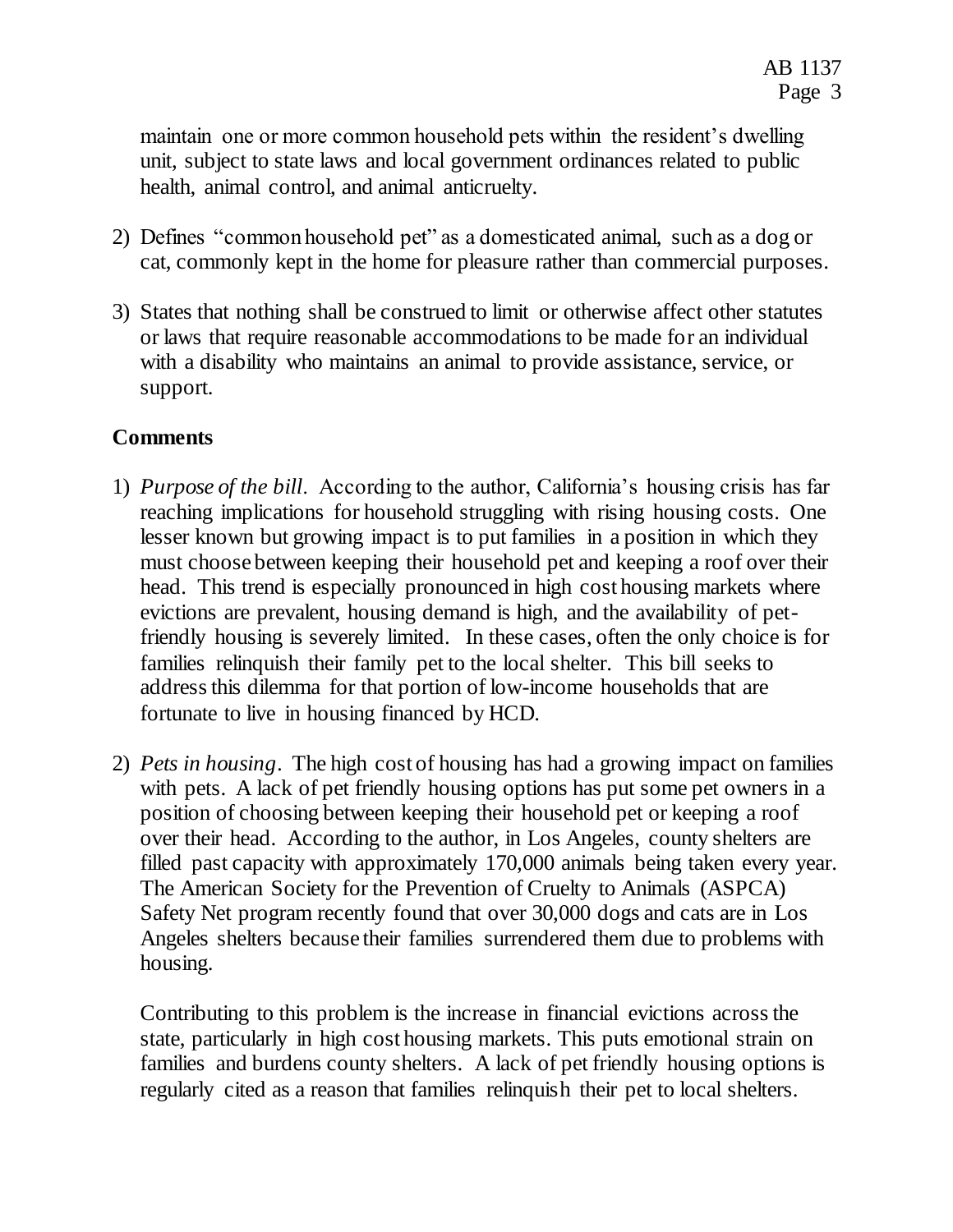maintain one or more common household pets within the resident's dwelling unit, subject to state laws and local government ordinances related to public health, animal control, and animal anticruelty.

2) Defines "common household pet" as a domesticated animal, such as a dog or cat, commonly kept in the home for pleasure rather than commercial purposes.

3) States that nothing shall be construed to limit or otherwise affect other statutes or laws that require reasonable accommodations to be made for an individual with a disability who maintains an animal to provide assistance, service, or support.

**Comments**

1) *Purpose of the bill*. According to the author, California's housing crisis has far reaching implications for household struggling with rising housing costs. One lesser known but growing impact is to put families in a position in which they must choose between keeping their household pet and keeping a roof over their head. This trend is especially pronounced in high cost housing markets where evictions are prevalent, housing demand is high, and the availability of pet-friendly housing is severely limited. In these cases, often the only choice is for families relinquish their family pet to the local shelter. This bill seeks to address this dilemma for that portion of low-income households that are fortunate to live in housing financed by HCD.

2) *Pets in housing*. The high cost of housing has had a growing impact on families with pets. A lack of pet friendly housing options has put some pet owners in a position of choosing between keeping their household pet or keeping a roof over their head. According to the author, in Los Angeles, county shelters are filled past capacity with approximately 170,000 animals being taken every year. The American Society for the Prevention of Cruelty to Animals (ASPCA) Safety Net program recently found that over 30,000 dogs and cats are in Los Angeles shelters because their families surrendered them due to problems with housing.

   Contributing to this problem is the increase in financial evictions across the state, particularly in high cost housing markets. This puts emotional strain on families and burdens county shelters. A lack of pet friendly housing options is regularly cited as a reason that families relinquish their pet to local shelters.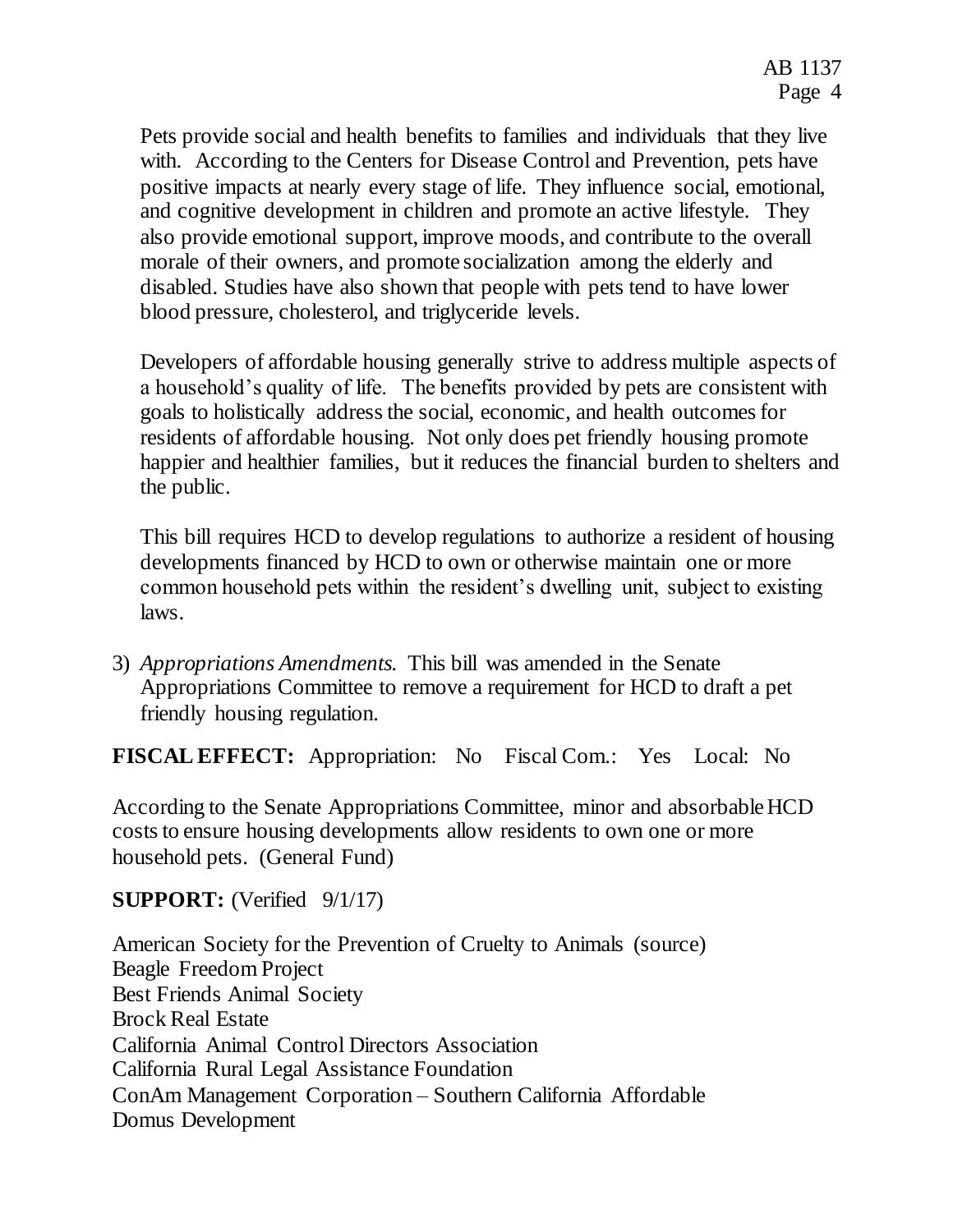Pets provide social and health benefits to families and individuals that they live with. According to the Centers for Disease Control and Prevention, pets have positive impacts at nearly every stage of life. They influence social, emotional, and cognitive development in children and promote an active lifestyle. They also provide emotional support, improve moods, and contribute to the overall morale of their owners, and promote socialization among the elderly and disabled. Studies have also shown that people with pets tend to have lower blood pressure, cholesterol, and triglyceride levels.

Developers of affordable housing generally strive to address multiple aspects of a household's quality of life. The benefits provided by pets are consistent with goals to holistically address the social, economic, and health outcomes for residents of affordable housing. Not only does pet friendly housing promote happier and healthier families, but it reduces the financial burden to shelters and the public.

This bill requires HCD to develop regulations to authorize a resident of housing developments financed by HCD to own or otherwise maintain one or more common household pets within the resident's dwelling unit, subject to existing laws.

3) *Appropriations Amendments.* This bill was amended in the Senate Appropriations Committee to remove a requirement for HCD to draft a pet friendly housing regulation.

**FISCAL EFFECT:** Appropriation: No Fiscal Com.: Yes Local: No

According to the Senate Appropriations Committee, minor and absorbable HCD costs to ensure housing developments allow residents to own one or more household pets. (General Fund)

**SUPPORT:** (Verified 9/1/17)

American Society for the Prevention of Cruelty to Animals (source)
Beagle Freedom Project
Best Friends Animal Society
Brock Real Estate
California Animal Control Directors Association
California Rural Legal Assistance Foundation
ConAm Management Corporation – Southern California Affordable
Domus Development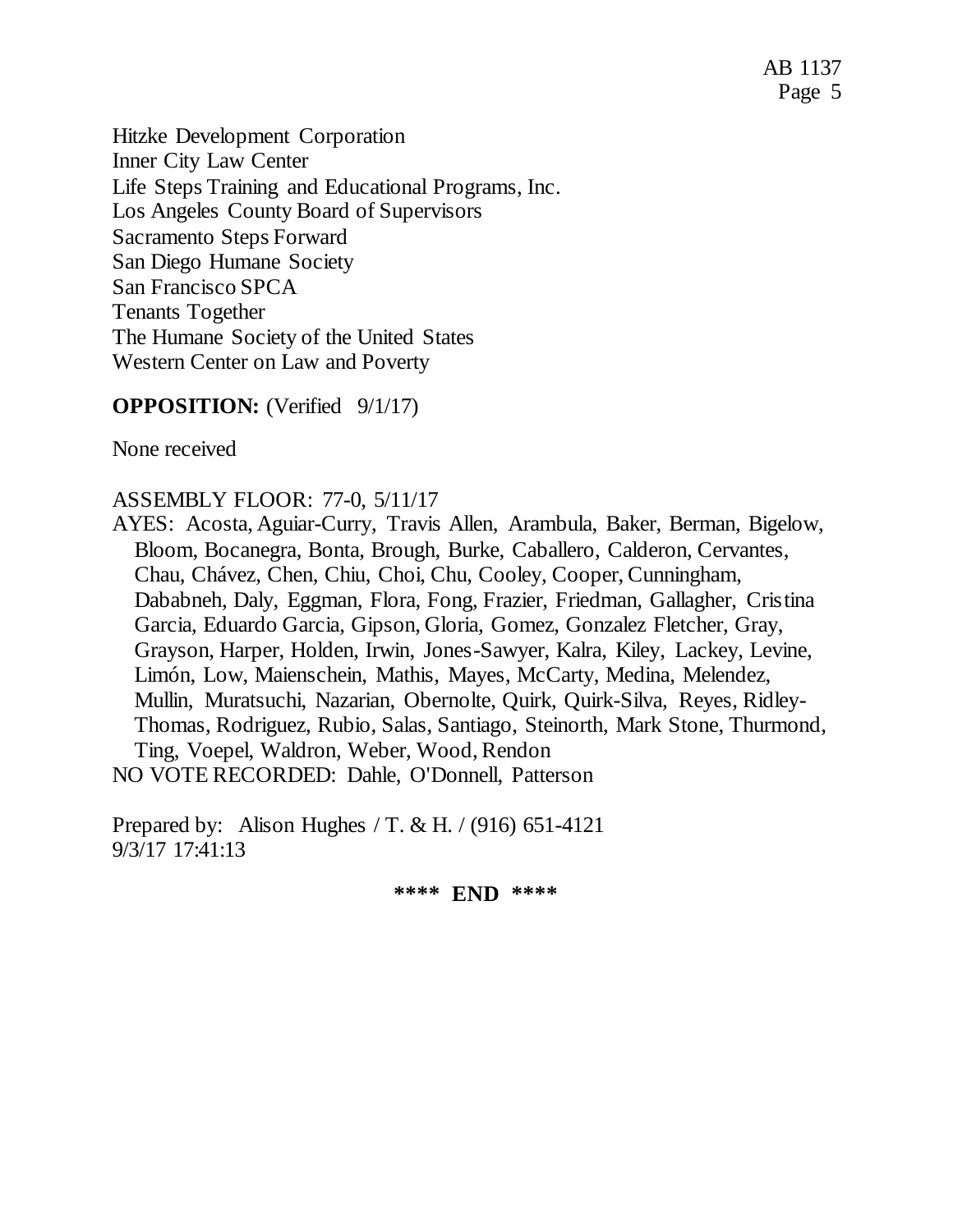Hitzke Development Corporation
Inner City Law Center
Life Steps Training and Educational Programs, Inc.
Los Angeles County Board of Supervisors
Sacramento Steps Forward
San Diego Humane Society
San Francisco SPCA
Tenants Together
The Humane Society of the United States
Western Center on Law and Poverty

**OPPOSITION:** (Verified 9/1/17)

None received

ASSEMBLY FLOOR: 77-0, 5/11/17

AYES: Acosta, Aguiar-Curry, Travis Allen, Arambula, Baker, Berman, Bigelow, Bloom, Bocanegra, Bonta, Brough, Burke, Caballero, Calderon, Cervantes, Chau, Chávez, Chen, Chiu, Choi, Chu, Cooley, Cooper, Cunningham, Dababneh, Daly, Eggman, Flora, Fong, Frazier, Friedman, Gallagher, Cristina Garcia, Eduardo Garcia, Gipson, Gloria, Gomez, Gonzalez Fletcher, Gray, Grayson, Harper, Holden, Irwin, Jones-Sawyer, Kalra, Kiley, Lackey, Levine, Limón, Low, Maienschein, Mathis, Mayes, McCarty, Medina, Melendez, Mullin, Muratsuchi, Nazarian, Obernolte, Quirk, Quirk-Silva, Reyes, Ridley-Thomas, Rodriguez, Rubio, Salas, Santiago, Steinorth, Mark Stone, Thurmond, Ting, Voepel, Waldron, Weber, Wood, Rendon

NO VOTE RECORDED: Dahle, O'Donnell, Patterson

Prepared by: Alison Hughes / T. & H. / (916) 651-4121
9/3/17 17:41:13

**\*\*\*\* END \*\*\*\***